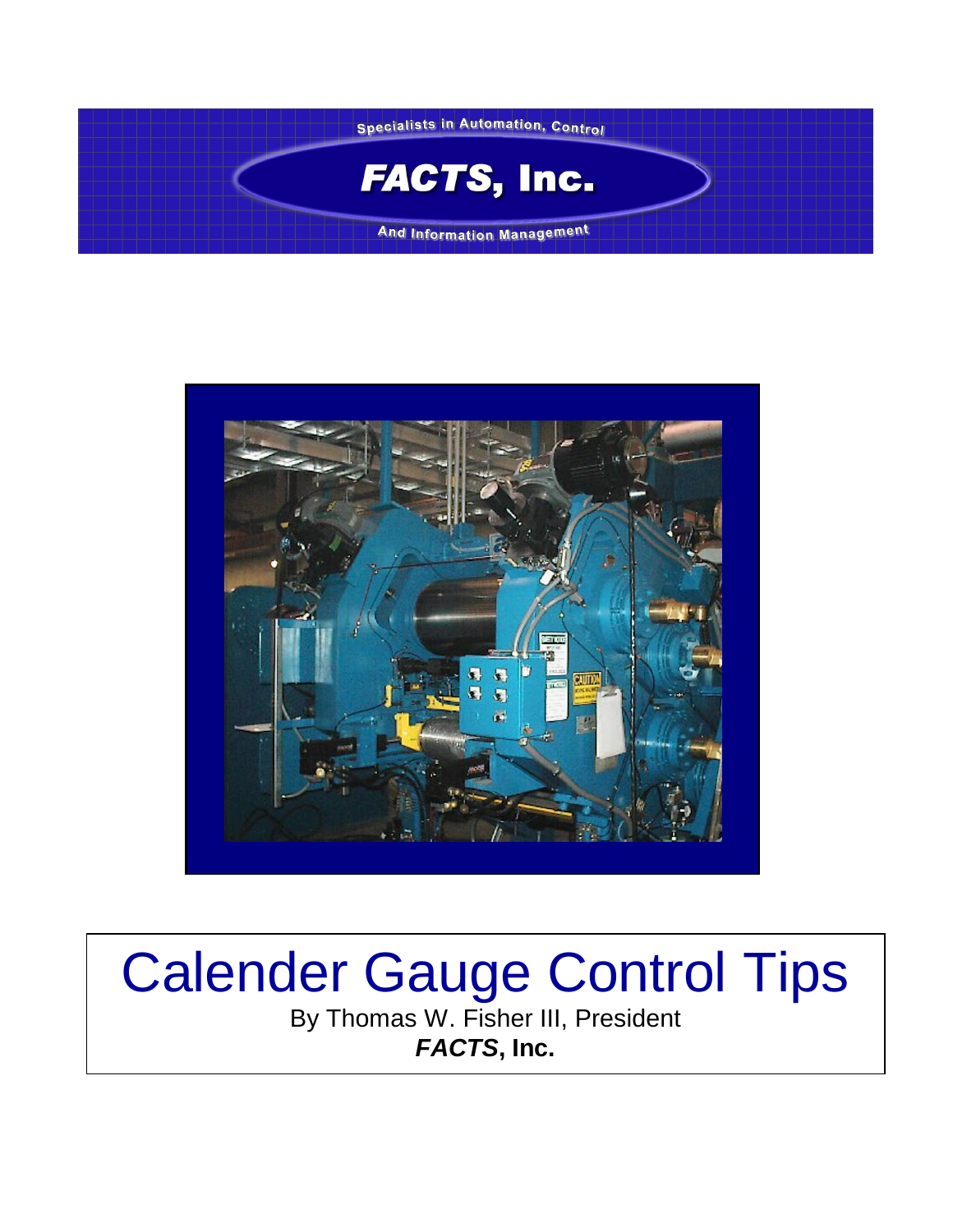Specialists in Automation, Control

***FACTS*, Inc.**

And Information Management

# Calender Gauge Control Tips

By Thomas W. Fisher III, President

***FACTS*, Inc.**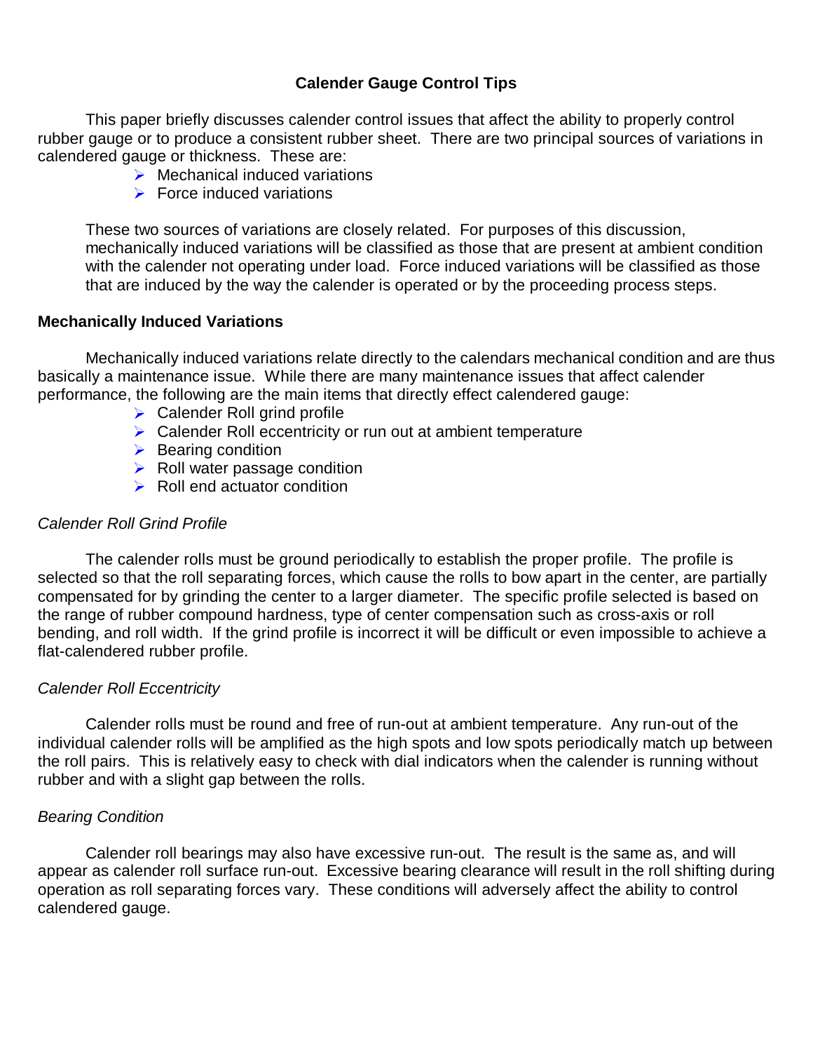## Calender Gauge Control Tips

This paper briefly discusses calender control issues that affect the ability to properly control rubber gauge or to produce a consistent rubber sheet. There are two principal sources of variations in calendered gauge or thickness. These are:

- Mechanical induced variations
- Force induced variations

These two sources of variations are closely related. For purposes of this discussion, mechanically induced variations will be classified as those that are present at ambient condition with the calender not operating under load. Force induced variations will be classified as those that are induced by the way the calender is operated or by the proceeding process steps.

### Mechanically Induced Variations

Mechanically induced variations relate directly to the calendars mechanical condition and are thus basically a maintenance issue. While there are many maintenance issues that affect calender performance, the following are the main items that directly effect calendered gauge:

- Calender Roll grind profile
- Calender Roll eccentricity or run out at ambient temperature
- Bearing condition
- Roll water passage condition
- Roll end actuator condition

*Calender Roll Grind Profile*

The calender rolls must be ground periodically to establish the proper profile. The profile is selected so that the roll separating forces, which cause the rolls to bow apart in the center, are partially compensated for by grinding the center to a larger diameter. The specific profile selected is based on the range of rubber compound hardness, type of center compensation such as cross-axis or roll bending, and roll width. If the grind profile is incorrect it will be difficult or even impossible to achieve a flat-calendered rubber profile.

*Calender Roll Eccentricity*

Calender rolls must be round and free of run-out at ambient temperature. Any run-out of the individual calender rolls will be amplified as the high spots and low spots periodically match up between the roll pairs. This is relatively easy to check with dial indicators when the calender is running without rubber and with a slight gap between the rolls.

*Bearing Condition*

Calender roll bearings may also have excessive run-out. The result is the same as, and will appear as calender roll surface run-out. Excessive bearing clearance will result in the roll shifting during operation as roll separating forces vary. These conditions will adversely affect the ability to control calendered gauge.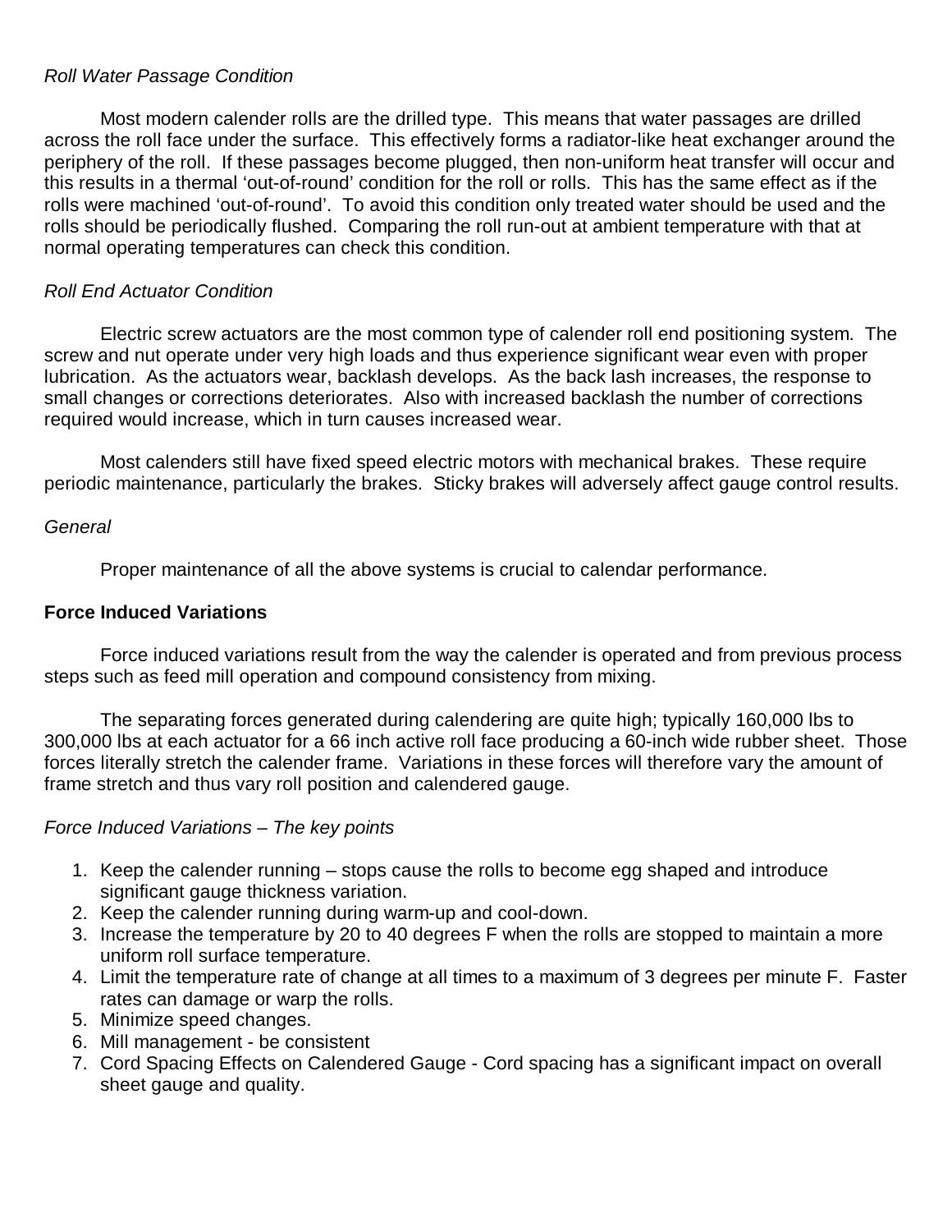*Roll Water Passage Condition*

Most modern calender rolls are the drilled type. This means that water passages are drilled across the roll face under the surface. This effectively forms a radiator-like heat exchanger around the periphery of the roll. If these passages become plugged, then non-uniform heat transfer will occur and this results in a thermal 'out-of-round' condition for the roll or rolls. This has the same effect as if the rolls were machined 'out-of-round'. To avoid this condition only treated water should be used and the rolls should be periodically flushed. Comparing the roll run-out at ambient temperature with that at normal operating temperatures can check this condition.

*Roll End Actuator Condition*

Electric screw actuators are the most common type of calender roll end positioning system. The screw and nut operate under very high loads and thus experience significant wear even with proper lubrication. As the actuators wear, backlash develops. As the back lash increases, the response to small changes or corrections deteriorates. Also with increased backlash the number of corrections required would increase, which in turn causes increased wear.

Most calenders still have fixed speed electric motors with mechanical brakes. These require periodic maintenance, particularly the brakes. Sticky brakes will adversely affect gauge control results.

*General*

Proper maintenance of all the above systems is crucial to calendar performance.

**Force Induced Variations**

Force induced variations result from the way the calender is operated and from previous process steps such as feed mill operation and compound consistency from mixing.

The separating forces generated during calendering are quite high; typically 160,000 lbs to 300,000 lbs at each actuator for a 66 inch active roll face producing a 60-inch wide rubber sheet. Those forces literally stretch the calender frame. Variations in these forces will therefore vary the amount of frame stretch and thus vary roll position and calendered gauge.

*Force Induced Variations – The key points*

1. Keep the calender running – stops cause the rolls to become egg shaped and introduce significant gauge thickness variation.
2. Keep the calender running during warm-up and cool-down.
3. Increase the temperature by 20 to 40 degrees F when the rolls are stopped to maintain a more uniform roll surface temperature.
4. Limit the temperature rate of change at all times to a maximum of 3 degrees per minute F. Faster rates can damage or warp the rolls.
5. Minimize speed changes.
6. Mill management - be consistent
7. Cord Spacing Effects on Calendered Gauge - Cord spacing has a significant impact on overall sheet gauge and quality.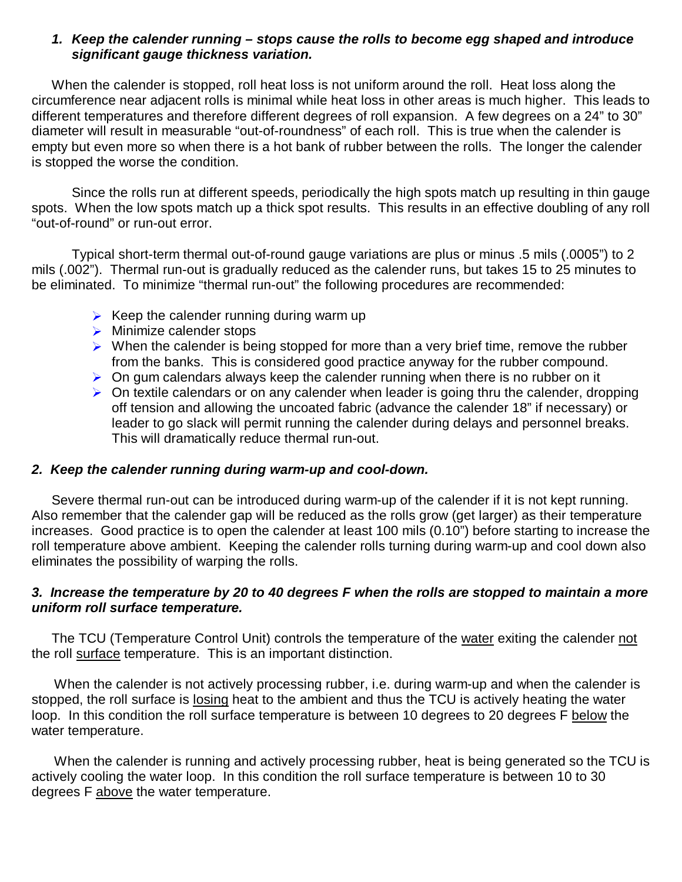### 1. *Keep the calender running – stops cause the rolls to become egg shaped and introduce significant gauge thickness variation.*

When the calender is stopped, roll heat loss is not uniform around the roll. Heat loss along the circumference near adjacent rolls is minimal while heat loss in other areas is much higher. This leads to different temperatures and therefore different degrees of roll expansion. A few degrees on a 24" to 30" diameter will result in measurable "out-of-roundness" of each roll. This is true when the calender is empty but even more so when there is a hot bank of rubber between the rolls. The longer the calender is stopped the worse the condition.

Since the rolls run at different speeds, periodically the high spots match up resulting in thin gauge spots. When the low spots match up a thick spot results. This results in an effective doubling of any roll "out-of-round" or run-out error.

Typical short-term thermal out-of-round gauge variations are plus or minus .5 mils (.0005") to 2 mils (.002"). Thermal run-out is gradually reduced as the calender runs, but takes 15 to 25 minutes to be eliminated. To minimize "thermal run-out" the following procedures are recommended:

- Keep the calender running during warm up
- Minimize calender stops
- When the calender is being stopped for more than a very brief time, remove the rubber from the banks. This is considered good practice anyway for the rubber compound.
- On gum calendars always keep the calender running when there is no rubber on it
- On textile calendars or on any calender when leader is going thru the calender, dropping off tension and allowing the uncoated fabric (advance the calender 18" if necessary) or leader to go slack will permit running the calender during delays and personnel breaks. This will dramatically reduce thermal run-out.

### 2. *Keep the calender running during warm-up and cool-down.*

Severe thermal run-out can be introduced during warm-up of the calender if it is not kept running. Also remember that the calender gap will be reduced as the rolls grow (get larger) as their temperature increases. Good practice is to open the calender at least 100 mils (0.10") before starting to increase the roll temperature above ambient. Keeping the calender rolls turning during warm-up and cool down also eliminates the possibility of warping the rolls.

### 3. *Increase the temperature by 20 to 40 degrees F when the rolls are stopped to maintain a more uniform roll surface temperature.*

The TCU (Temperature Control Unit) controls the temperature of the water exiting the calender not the roll surface temperature. This is an important distinction.

When the calender is not actively processing rubber, i.e. during warm-up and when the calender is stopped, the roll surface is losing heat to the ambient and thus the TCU is actively heating the water loop. In this condition the roll surface temperature is between 10 degrees to 20 degrees F below the water temperature.

When the calender is running and actively processing rubber, heat is being generated so the TCU is actively cooling the water loop. In this condition the roll surface temperature is between 10 to 30 degrees F above the water temperature.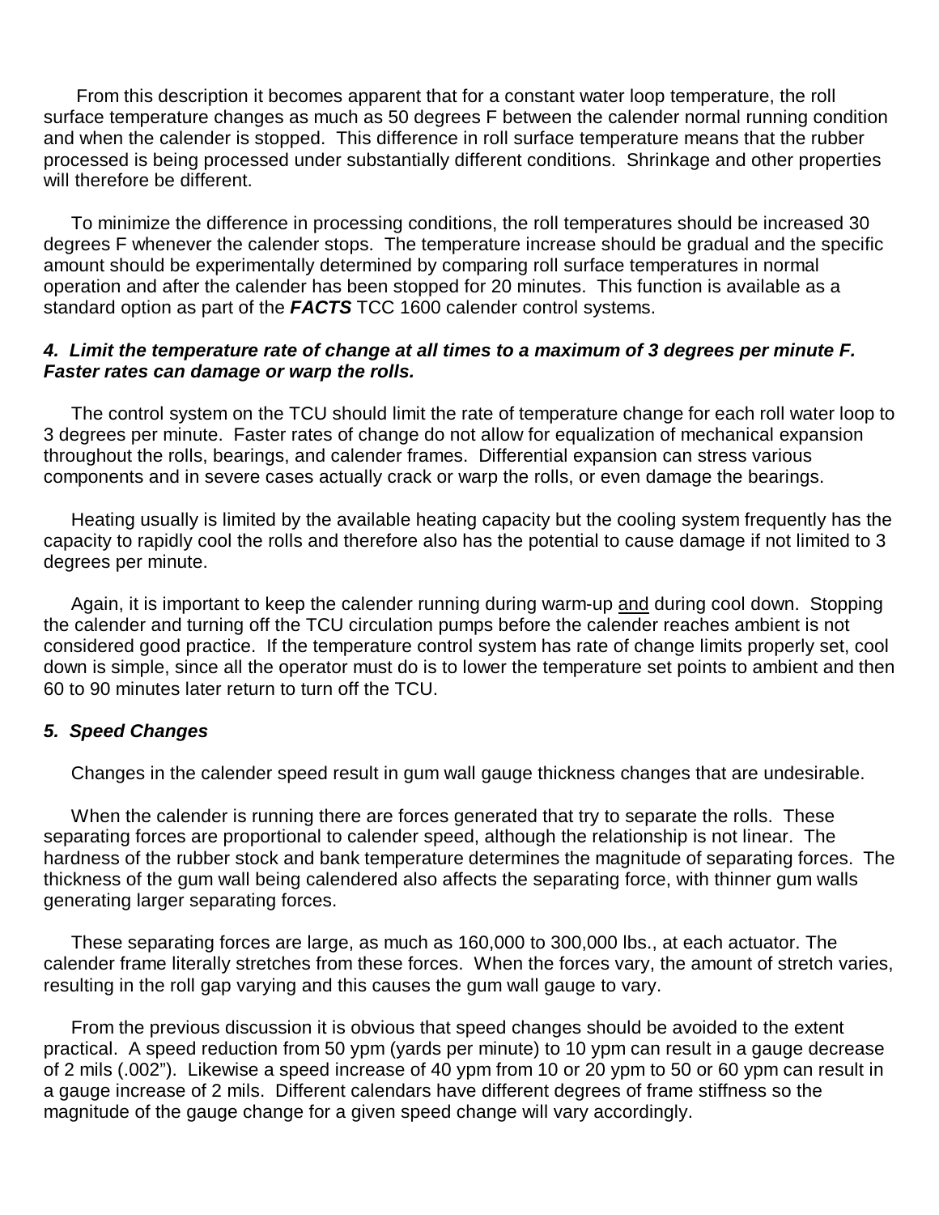From this description it becomes apparent that for a constant water loop temperature, the roll surface temperature changes as much as 50 degrees F between the calender normal running condition and when the calender is stopped. This difference in roll surface temperature means that the rubber processed is being processed under substantially different conditions. Shrinkage and other properties will therefore be different.

To minimize the difference in processing conditions, the roll temperatures should be increased 30 degrees F whenever the calender stops. The temperature increase should be gradual and the specific amount should be experimentally determined by comparing roll surface temperatures in normal operation and after the calender has been stopped for 20 minutes. This function is available as a standard option as part of the ***FACTS*** TCC 1600 calender control systems.

***4. Limit the temperature rate of change at all times to a maximum of 3 degrees per minute F. Faster rates can damage or warp the rolls.***

The control system on the TCU should limit the rate of temperature change for each roll water loop to 3 degrees per minute. Faster rates of change do not allow for equalization of mechanical expansion throughout the rolls, bearings, and calender frames. Differential expansion can stress various components and in severe cases actually crack or warp the rolls, or even damage the bearings.

Heating usually is limited by the available heating capacity but the cooling system frequently has the capacity to rapidly cool the rolls and therefore also has the potential to cause damage if not limited to 3 degrees per minute.

Again, it is important to keep the calender running during warm-up <u>and</u> during cool down. Stopping the calender and turning off the TCU circulation pumps before the calender reaches ambient is not considered good practice. If the temperature control system has rate of change limits properly set, cool down is simple, since all the operator must do is to lower the temperature set points to ambient and then 60 to 90 minutes later return to turn off the TCU.

***5. Speed Changes***

Changes in the calender speed result in gum wall gauge thickness changes that are undesirable.

When the calender is running there are forces generated that try to separate the rolls. These separating forces are proportional to calender speed, although the relationship is not linear. The hardness of the rubber stock and bank temperature determines the magnitude of separating forces. The thickness of the gum wall being calendered also affects the separating force, with thinner gum walls generating larger separating forces.

These separating forces are large, as much as 160,000 to 300,000 lbs., at each actuator. The calender frame literally stretches from these forces. When the forces vary, the amount of stretch varies, resulting in the roll gap varying and this causes the gum wall gauge to vary.

From the previous discussion it is obvious that speed changes should be avoided to the extent practical. A speed reduction from 50 ypm (yards per minute) to 10 ypm can result in a gauge decrease of 2 mils (.002"). Likewise a speed increase of 40 ypm from 10 or 20 ypm to 50 or 60 ypm can result in a gauge increase of 2 mils. Different calendars have different degrees of frame stiffness so the magnitude of the gauge change for a given speed change will vary accordingly.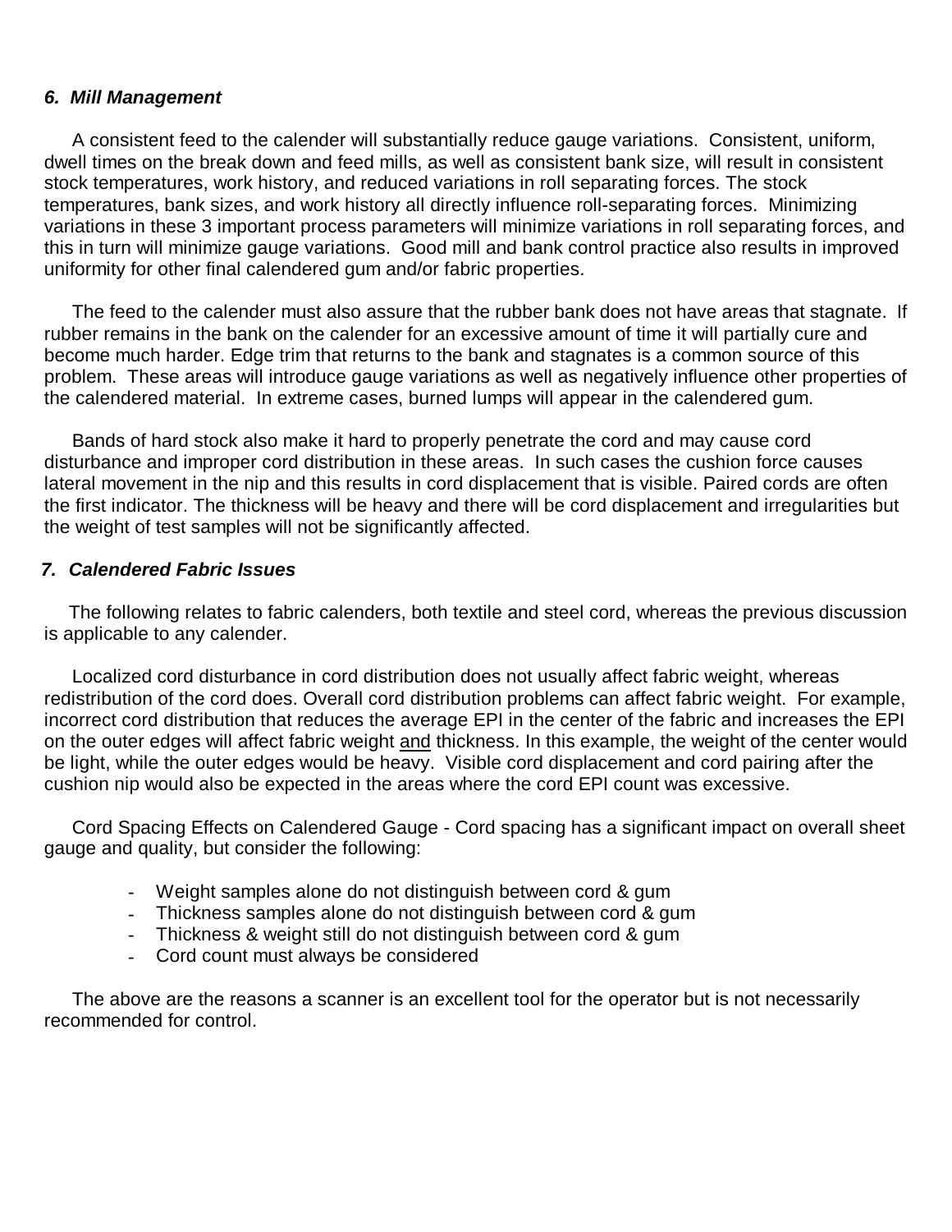### *6. Mill Management*

A consistent feed to the calender will substantially reduce gauge variations. Consistent, uniform, dwell times on the break down and feed mills, as well as consistent bank size, will result in consistent stock temperatures, work history, and reduced variations in roll separating forces. The stock temperatures, bank sizes, and work history all directly influence roll-separating forces. Minimizing variations in these 3 important process parameters will minimize variations in roll separating forces, and this in turn will minimize gauge variations. Good mill and bank control practice also results in improved uniformity for other final calendered gum and/or fabric properties.

The feed to the calender must also assure that the rubber bank does not have areas that stagnate. If rubber remains in the bank on the calender for an excessive amount of time it will partially cure and become much harder. Edge trim that returns to the bank and stagnates is a common source of this problem. These areas will introduce gauge variations as well as negatively influence other properties of the calendered material. In extreme cases, burned lumps will appear in the calendered gum.

Bands of hard stock also make it hard to properly penetrate the cord and may cause cord disturbance and improper cord distribution in these areas. In such cases the cushion force causes lateral movement in the nip and this results in cord displacement that is visible. Paired cords are often the first indicator. The thickness will be heavy and there will be cord displacement and irregularities but the weight of test samples will not be significantly affected.

### *7. Calendered Fabric Issues*

The following relates to fabric calenders, both textile and steel cord, whereas the previous discussion is applicable to any calender.

Localized cord disturbance in cord distribution does not usually affect fabric weight, whereas redistribution of the cord does. Overall cord distribution problems can affect fabric weight. For example, incorrect cord distribution that reduces the average EPI in the center of the fabric and increases the EPI on the outer edges will affect fabric weight <u>and</u> thickness. In this example, the weight of the center would be light, while the outer edges would be heavy. Visible cord displacement and cord pairing after the cushion nip would also be expected in the areas where the cord EPI count was excessive.

Cord Spacing Effects on Calendered Gauge - Cord spacing has a significant impact on overall sheet gauge and quality, but consider the following:

- Weight samples alone do not distinguish between cord & gum
- Thickness samples alone do not distinguish between cord & gum
- Thickness & weight still do not distinguish between cord & gum
- Cord count must always be considered

The above are the reasons a scanner is an excellent tool for the operator but is not necessarily recommended for control.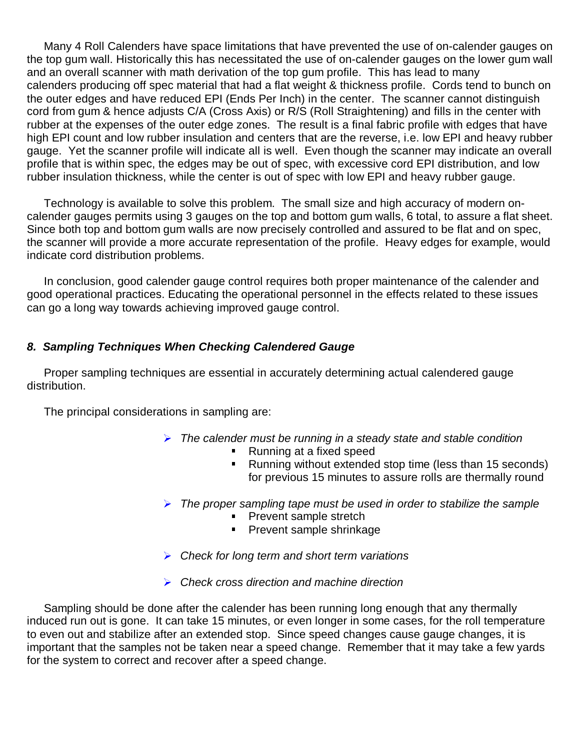Many 4 Roll Calenders have space limitations that have prevented the use of on-calender gauges on the top gum wall. Historically this has necessitated the use of on-calender gauges on the lower gum wall and an overall scanner with math derivation of the top gum profile. This has lead to many calenders producing off spec material that had a flat weight & thickness profile. Cords tend to bunch on the outer edges and have reduced EPI (Ends Per Inch) in the center. The scanner cannot distinguish cord from gum & hence adjusts C/A (Cross Axis) or R/S (Roll Straightening) and fills in the center with rubber at the expenses of the outer edge zones. The result is a final fabric profile with edges that have high EPI count and low rubber insulation and centers that are the reverse, i.e. low EPI and heavy rubber gauge. Yet the scanner profile will indicate all is well. Even though the scanner may indicate an overall profile that is within spec, the edges may be out of spec, with excessive cord EPI distribution, and low rubber insulation thickness, while the center is out of spec with low EPI and heavy rubber gauge.

Technology is available to solve this problem. The small size and high accuracy of modern on-calender gauges permits using 3 gauges on the top and bottom gum walls, 6 total, to assure a flat sheet. Since both top and bottom gum walls are now precisely controlled and assured to be flat and on spec, the scanner will provide a more accurate representation of the profile. Heavy edges for example, would indicate cord distribution problems.

In conclusion, good calender gauge control requires both proper maintenance of the calender and good operational practices. Educating the operational personnel in the effects related to these issues can go a long way towards achieving improved gauge control.

### *8. Sampling Techniques When Checking Calendered Gauge*

Proper sampling techniques are essential in accurately determining actual calendered gauge distribution.

The principal considerations in sampling are:

- *The calender must be running in a steady state and stable condition*
  - Running at a fixed speed
  - Running without extended stop time (less than 15 seconds) for previous 15 minutes to assure rolls are thermally round
- *The proper sampling tape must be used in order to stabilize the sample*
  - Prevent sample stretch
  - Prevent sample shrinkage
- *Check for long term and short term variations*
- *Check cross direction and machine direction*

Sampling should be done after the calender has been running long enough that any thermally induced run out is gone. It can take 15 minutes, or even longer in some cases, for the roll temperature to even out and stabilize after an extended stop. Since speed changes cause gauge changes, it is important that the samples not be taken near a speed change. Remember that it may take a few yards for the system to correct and recover after a speed change.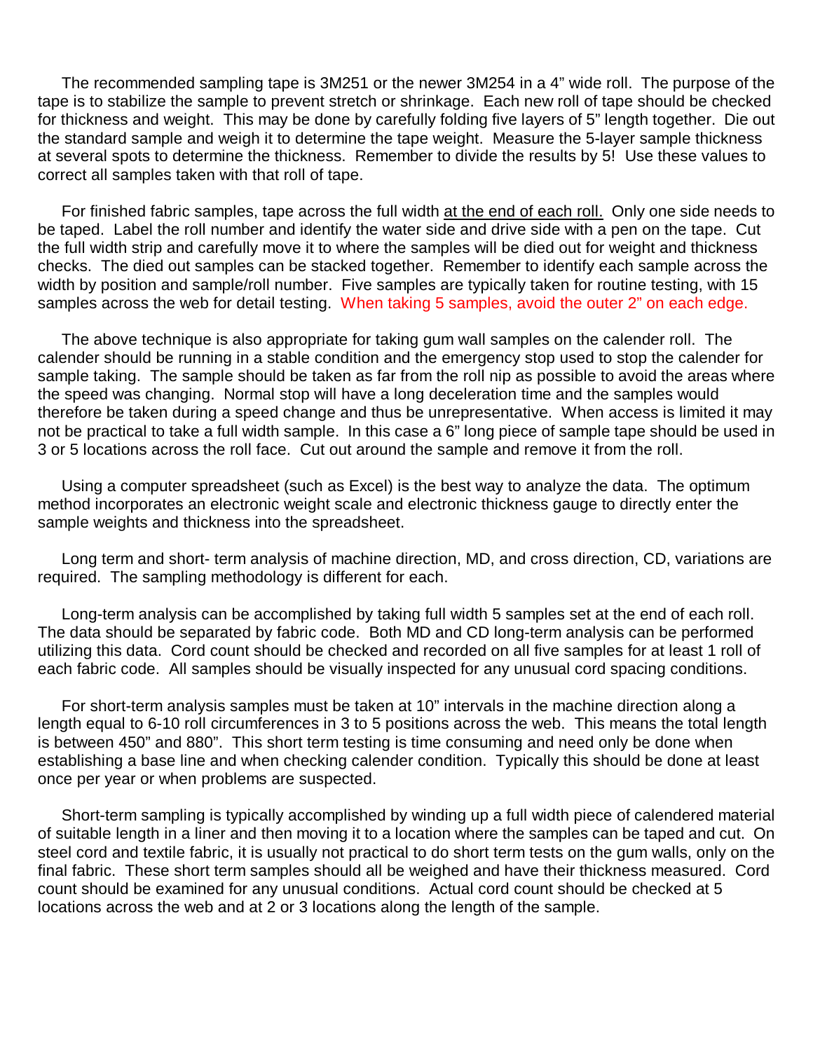The recommended sampling tape is 3M251 or the newer 3M254 in a 4" wide roll. The purpose of the tape is to stabilize the sample to prevent stretch or shrinkage. Each new roll of tape should be checked for thickness and weight. This may be done by carefully folding five layers of 5" length together. Die out the standard sample and weigh it to determine the tape weight. Measure the 5-layer sample thickness at several spots to determine the thickness. Remember to divide the results by 5! Use these values to correct all samples taken with that roll of tape.

For finished fabric samples, tape across the full width <u>at the end of each roll.</u> Only one side needs to be taped. Label the roll number and identify the water side and drive side with a pen on the tape. Cut the full width strip and carefully move it to where the samples will be died out for weight and thickness checks. The died out samples can be stacked together. Remember to identify each sample across the width by position and sample/roll number. Five samples are typically taken for routine testing, with 15 samples across the web for detail testing. When taking 5 samples, avoid the outer 2" on each edge.

The above technique is also appropriate for taking gum wall samples on the calender roll. The calender should be running in a stable condition and the emergency stop used to stop the calender for sample taking. The sample should be taken as far from the roll nip as possible to avoid the areas where the speed was changing. Normal stop will have a long deceleration time and the samples would therefore be taken during a speed change and thus be unrepresentative. When access is limited it may not be practical to take a full width sample. In this case a 6" long piece of sample tape should be used in 3 or 5 locations across the roll face. Cut out around the sample and remove it from the roll.

Using a computer spreadsheet (such as Excel) is the best way to analyze the data. The optimum method incorporates an electronic weight scale and electronic thickness gauge to directly enter the sample weights and thickness into the spreadsheet.

Long term and short- term analysis of machine direction, MD, and cross direction, CD, variations are required. The sampling methodology is different for each.

Long-term analysis can be accomplished by taking full width 5 samples set at the end of each roll. The data should be separated by fabric code. Both MD and CD long-term analysis can be performed utilizing this data. Cord count should be checked and recorded on all five samples for at least 1 roll of each fabric code. All samples should be visually inspected for any unusual cord spacing conditions.

For short-term analysis samples must be taken at 10" intervals in the machine direction along a length equal to 6-10 roll circumferences in 3 to 5 positions across the web. This means the total length is between 450" and 880". This short term testing is time consuming and need only be done when establishing a base line and when checking calender condition. Typically this should be done at least once per year or when problems are suspected.

Short-term sampling is typically accomplished by winding up a full width piece of calendered material of suitable length in a liner and then moving it to a location where the samples can be taped and cut. On steel cord and textile fabric, it is usually not practical to do short term tests on the gum walls, only on the final fabric. These short term samples should all be weighed and have their thickness measured. Cord count should be examined for any unusual conditions. Actual cord count should be checked at 5 locations across the web and at 2 or 3 locations along the length of the sample.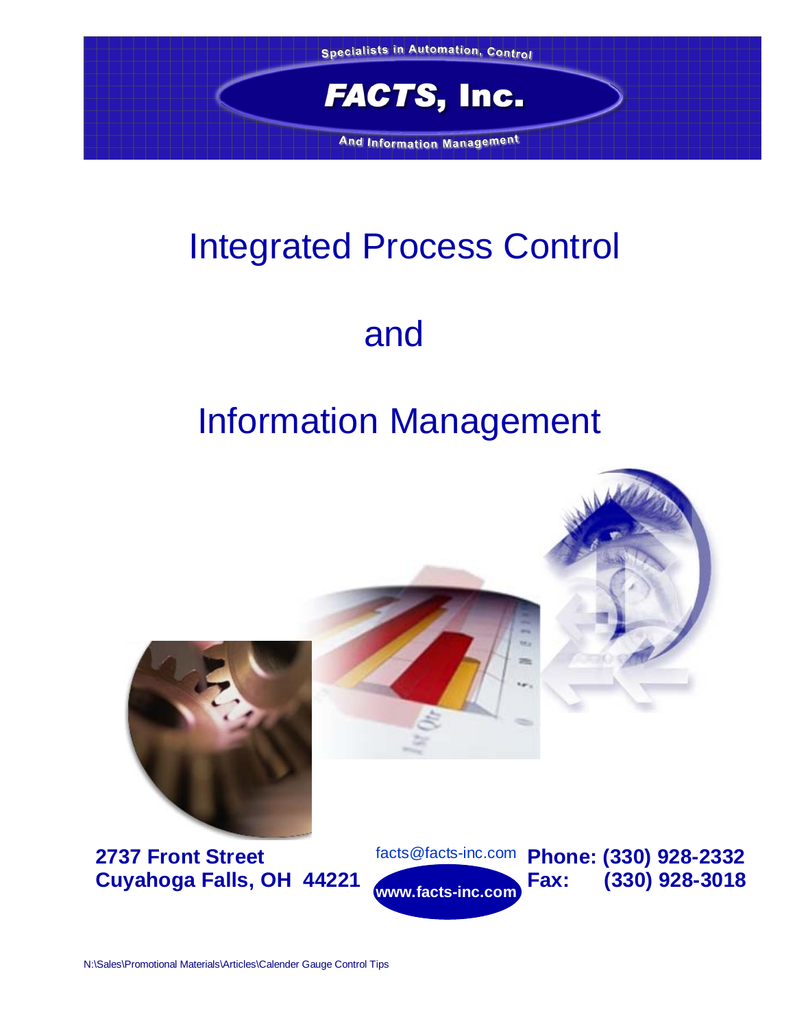Specialists in Automation, Control

# FACTS, Inc.

And Information Management

# Integrated Process Control

# and

# Information Management

**2737 Front Street**
**Cuyahoga Falls, OH 44221**

facts@facts-inc.com

**www.facts-inc.com**

**Phone: (330) 928-2332**
**Fax: (330) 928-3018**

N:\Sales\Promotional Materials\Articles\Calender Gauge Control Tips